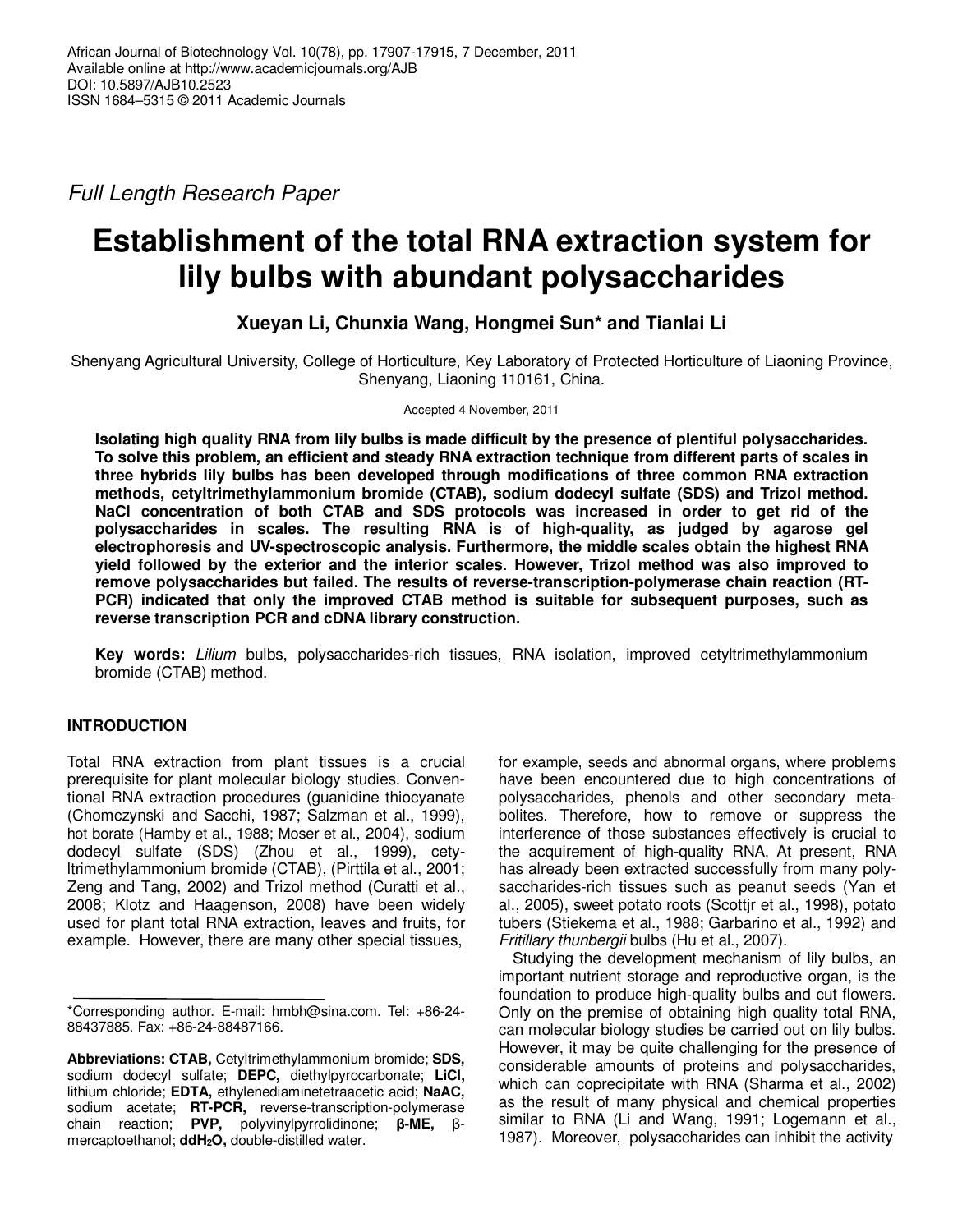African Journal of Biotechnology Vol. 10(78), pp. 17907-17915, 7 December, 2011
Available online at http://www.academicjournals.org/AJB
DOI: 10.5897/AJB10.2523
ISSN 1684–5315 © 2011 Academic Journals

*Full Length Research Paper*

# Establishment of the total RNA extraction system for lily bulbs with abundant polysaccharides

**Xueyan Li, Chunxia Wang, Hongmei Sun* and Tianlai Li**

Shenyang Agricultural University, College of Horticulture, Key Laboratory of Protected Horticulture of Liaoning Province, Shenyang, Liaoning 110161, China.

Accepted 4 November, 2011

**Isolating high quality RNA from lily bulbs is made difficult by the presence of plentiful polysaccharides. To solve this problem, an efficient and steady RNA extraction technique from different parts of scales in three hybrids lily bulbs has been developed through modifications of three common RNA extraction methods, cetyltrimethylammonium bromide (CTAB), sodium dodecyl sulfate (SDS) and Trizol method. NaCl concentration of both CTAB and SDS protocols was increased in order to get rid of the polysaccharides in scales. The resulting RNA is of high-quality, as judged by agarose gel electrophoresis and UV-spectroscopic analysis. Furthermore, the middle scales obtain the highest RNA yield followed by the exterior and the interior scales. However, Trizol method was also improved to remove polysaccharides but failed. The results of reverse-transcription-polymerase chain reaction (RT-PCR) indicated that only the improved CTAB method is suitable for subsequent purposes, such as reverse transcription PCR and cDNA library construction.**

**Key words:** *Lilium* bulbs, polysaccharides-rich tissues, RNA isolation, improved cetyltrimethylammonium bromide (CTAB) method.

## INTRODUCTION

Total RNA extraction from plant tissues is a crucial prerequisite for plant molecular biology studies. Conventional RNA extraction procedures (guanidine thiocyanate (Chomczynski and Sacchi, 1987; Salzman et al., 1999), hot borate (Hamby et al., 1988; Moser et al., 2004), sodium dodecyl sulfate (SDS) (Zhou et al., 1999), cetyltrimethylammonium bromide (CTAB), (Pirttila et al., 2001; Zeng and Tang, 2002) and Trizol method (Curatti et al., 2008; Klotz and Haagenson, 2008) have been widely used for plant total RNA extraction, leaves and fruits, for example. However, there are many other special tissues, for example, seeds and abnormal organs, where problems have been encountered due to high concentrations of polysaccharides, phenols and other secondary metabolites. Therefore, how to remove or suppress the interference of those substances effectively is crucial to the acquirement of high-quality RNA. At present, RNA has already been extracted successfully from many polysaccharides-rich tissues such as peanut seeds (Yan et al., 2005), sweet potato roots (Scottjr et al., 1998), potato tubers (Stiekema et al., 1988; Garbarino et al., 1992) and *Fritillary thunbergii* bulbs (Hu et al., 2007).

Studying the development mechanism of lily bulbs, an important nutrient storage and reproductive organ, is the foundation to produce high-quality bulbs and cut flowers. Only on the premise of obtaining high quality total RNA, can molecular biology studies be carried out on lily bulbs. However, it may be quite challenging for the presence of considerable amounts of proteins and polysaccharides, which can coprecipitate with RNA (Sharma et al., 2002) as the result of many physical and chemical properties similar to RNA (Li and Wang, 1991; Logemann et al., 1987). Moreover, polysaccharides can inhibit the activity

*Corresponding author. E-mail: hmbh@sina.com. Tel: +86-24-88437885. Fax: +86-24-88487166.

**Abbreviations: CTAB,** Cetyltrimethylammonium bromide; **SDS,** sodium dodecyl sulfate; **DEPC,** diethylpyrocarbonate; **LiCl,** lithium chloride; **EDTA,** ethylenediaminetetraacetic acid; **NaAC,** sodium acetate; **RT-PCR,** reverse-transcription-polymerase chain reaction; **PVP,** polyvinylpyrrolidinone; **β-ME,** β-mercaptoethanol; **ddH$_2$O,** double-distilled water.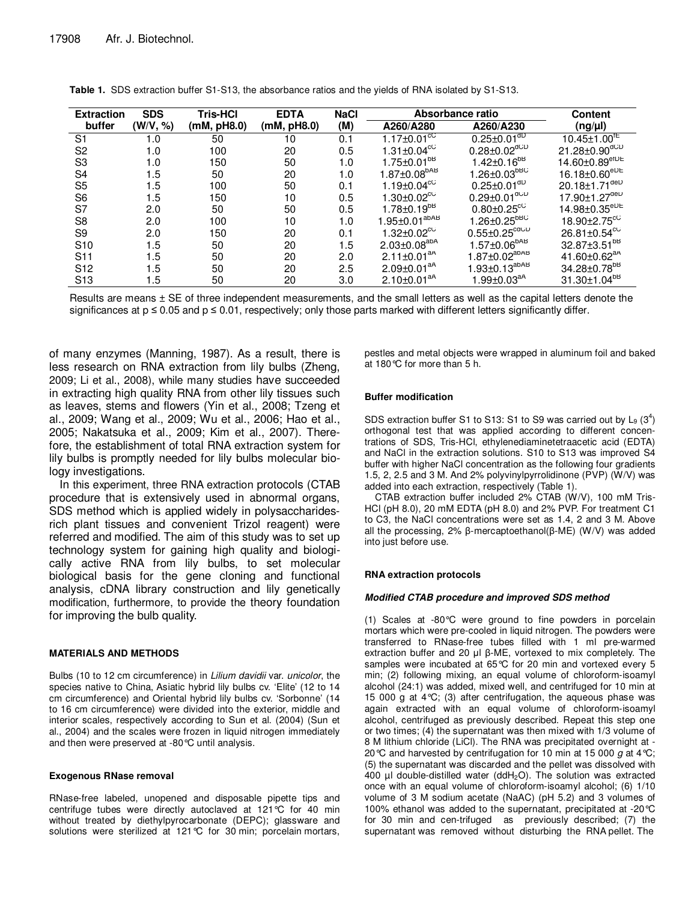**Table 1.** SDS extraction buffer S1-S13, the absorbance ratios and the yields of RNA isolated by S1-S13.

| Extraction buffer | SDS (W/V, %) | Tris-HCl (mM, pH8.0) | EDTA (mM, pH8.0) | NaCl (M) | Absorbance ratio | | Content (ng/µl) |
|---|---|---|---|---|---|---|---|
| | | | | | A260/A280 | A260/A230 | |
| S1 | 1.0 | 50 | 10 | 0.1 | 1.17±0.01[cC] | 0.25±0.01[dD] | 10.45±1.00[fE] |
| S2 | 1.0 | 100 | 20 | 0.5 | 1.31±0.04[cC] | 0.28±0.02[dCD] | 21.28±0.90[dCD] |
| S3 | 1.0 | 150 | 50 | 1.0 | 1.75±0.01[bB] | 1.42±0.16[bB] | 14.60±0.89[efDE] |
| S4 | 1.5 | 50 | 20 | 1.0 | 1.87±0.08[bAB] | 1.26±0.03[bBC] | 16.18±0.60[eDE] |
| S5 | 1.5 | 100 | 50 | 0.1 | 1.19±0.04[cC] | 0.25±0.01[dD] | 20.18±1.71[deD] |
| S6 | 1.5 | 150 | 10 | 0.5 | 1.30±0.02[cC] | 0.29±0.01[dCD] | 17.90±1.27[deD] |
| S7 | 2.0 | 50 | 50 | 0.5 | 1.78±0.19[bB] | 0.80±0.25[cC] | 14.98±0.35[eDE] |
| S8 | 2.0 | 100 | 10 | 1.0 | 1.95±0.01[abAB] | 1.26±0.25[bBC] | 18.90±2.75[cC] |
| S9 | 2.0 | 150 | 20 | 0.1 | 1.32±0.02[cC] | 0.55±0.25[cdCD] | 26.81±0.54[cC] |
| S10 | 1.5 | 50 | 20 | 1.5 | 2.03±0.08[abA] | 1.57±0.06[bAB] | 32.87±3.51[bB] |
| S11 | 1.5 | 50 | 20 | 2.0 | 2.11±0.01[aA] | 1.87±0.02[abAB] | 41.60±0.62[aA] |
| S12 | 1.5 | 50 | 20 | 2.5 | 2.09±0.01[aA] | 1.93±0.13[abAB] | 34.28±0.78[bB] |
| S13 | 1.5 | 50 | 20 | 3.0 | 2.10±0.01[aA] | 1.99±0.03[aA] | 31.30±1.04[bB] |

Results are means ± SE of three independent measurements, and the small letters as well as the capital letters denote the significances at p ≤ 0.05 and p ≤ 0.01, respectively; only those parts marked with different letters significantly differ.

of many enzymes (Manning, 1987). As a result, there is less research on RNA extraction from lily bulbs (Zheng, 2009; Li et al., 2008), while many studies have succeeded in extracting high quality RNA from other lily tissues such as leaves, stems and flowers (Yin et al., 2008; Tzeng et al., 2009; Wang et al., 2009; Wu et al., 2006; Hao et al., 2005; Nakatsuka et al., 2009; Kim et al., 2007). Therefore, the establishment of total RNA extraction system for lily bulbs is promptly needed for lily bulbs molecular biology investigations.

In this experiment, three RNA extraction protocols (CTAB procedure that is extensively used in abnormal organs, SDS method which is applied widely in polysaccharides-rich plant tissues and convenient Trizol reagent) were referred and modified. The aim of this study was to set up technology system for gaining high quality and biologically active RNA from lily bulbs, to set molecular biological basis for the gene cloning and functional analysis, cDNA library construction and lily genetically modification, furthermore, to provide the theory foundation for improving the bulb quality.

## MATERIALS AND METHODS

Bulbs (10 to 12 cm circumference) in *Lilium davidii* var. *unicolor*, the species native to China, Asiatic hybrid lily bulbs cv. 'Elite' (12 to 14 cm circumference) and Oriental hybrid lily bulbs cv. 'Sorbonne' (14 to 16 cm circumference) were divided into the exterior, middle and interior scales, respectively according to Sun et al. (2004) (Sun et al., 2004) and the scales were frozen in liquid nitrogen immediately and then were preserved at -80°C until analysis.

### Exogenous RNase removal

RNase-free labeled, unopened and disposable pipette tips and centrifuge tubes were directly autoclaved at 121°C for 40 min without treated by diethylpyrocarbonate (DEPC); glassware and solutions were sterilized at 121°C for 30 min; porcelain mortars, pestles and metal objects were wrapped in aluminum foil and baked at 180°C for more than 5 h.

### Buffer modification

SDS extraction buffer S1 to S13: S1 to S9 was carried out by $L_9$ ($3^4$) orthogonal test that was applied according to different concentrations of SDS, Tris-HCl, ethylenediaminetetraacetic acid (EDTA) and NaCl in the extraction solutions. S10 to S13 was improved S4 buffer with higher NaCl concentration as the following four gradients 1.5, 2, 2.5 and 3 M. And 2% polyvinylpyrrolidinone (PVP) (W/V) was added into each extraction, respectively (Table 1).

CTAB extraction buffer included 2% CTAB (W/V), 100 mM Tris-HCl (pH 8.0), 20 mM EDTA (pH 8.0) and 2% PVP. For treatment C1 to C3, the NaCl concentrations were set as 1.4, 2 and 3 M. Above all the processing, 2% β-mercaptoethanol(β-ME) (W/V) was added into just before use.

### RNA extraction protocols

#### *Modified CTAB procedure and improved SDS method*

(1) Scales at -80°C were ground to fine powders in porcelain mortars which were pre-cooled in liquid nitrogen. The powders were transferred to RNase-free tubes filled with 1 ml pre-warmed extraction buffer and 20 µl β-ME, vortexed to mix completely. The samples were incubated at 65°C for 20 min and vortexed every 5 min; (2) following mixing, an equal volume of chloroform-isoamyl alcohol (24:1) was added, mixed well, and centrifuged for 10 min at 15 000 g at 4°C; (3) after centrifugation, the aqueous phase was again extracted with an equal volume of chloroform-isoamyl alcohol, centrifuged as previously described. Repeat this step one or two times; (4) the supernatant was then mixed with 1/3 volume of 8 M lithium chloride (LiCl). The RNA was precipitated overnight at -20°C and harvested by centrifugation for 10 min at 15 000 *g* at 4°C; (5) the supernatant was discarded and the pellet was dissolved with 400 µl double-distilled water ($ddH_2O$). The solution was extracted once with an equal volume of chloroform-isoamyl alcohol; (6) 1/10 volume of 3 M sodium acetate (NaAC) (pH 5.2) and 3 volumes of 100% ethanol was added to the supernatant, precipitated at -20°C for 30 min and cen-trifuged as previously described; (7) the supernatant was removed without disturbing the RNA pellet. The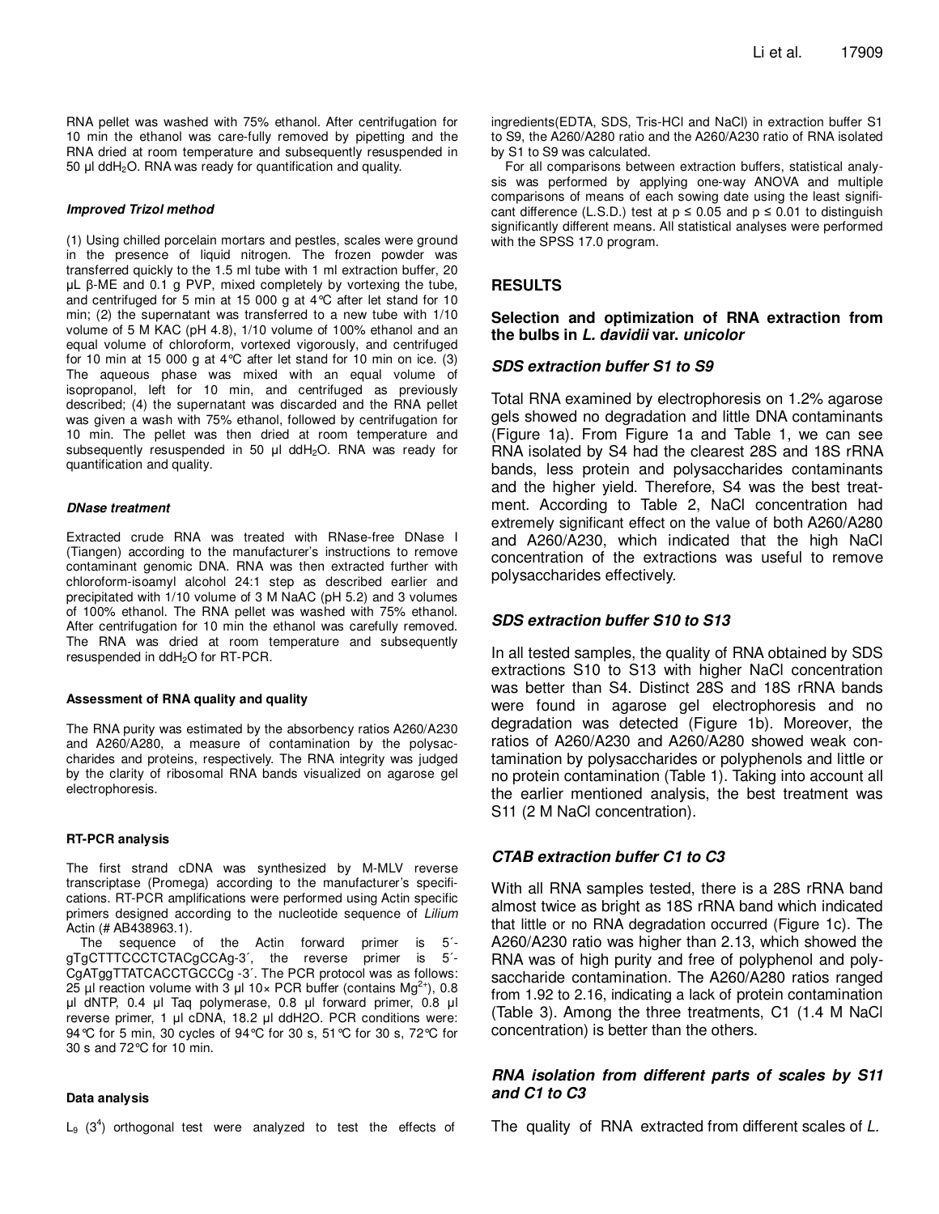RNA pellet was washed with 75% ethanol. After centrifugation for 10 min the ethanol was care-fully removed by pipetting and the RNA dried at room temperature and subsequently resuspended in 50 µl $ddH_2O$. RNA was ready for quantification and quality.

#### *Improved Trizol method*

(1) Using chilled porcelain mortars and pestles, scales were ground in the presence of liquid nitrogen. The frozen powder was transferred quickly to the 1.5 ml tube with 1 ml extraction buffer, 20 µL β-ME and 0.1 g PVP, mixed completely by vortexing the tube, and centrifuged for 5 min at 15 000 g at 4°C after let stand for 10 min; (2) the supernatant was transferred to a new tube with 1/10 volume of 5 M KAC (pH 4.8), 1/10 volume of 100% ethanol and an equal volume of chloroform, vortexed vigorously, and centrifuged for 10 min at 15 000 g at 4°C after let stand for 10 min on ice. (3) The aqueous phase was mixed with an equal volume of isopropanol, left for 10 min, and centrifuged as previously described; (4) the supernatant was discarded and the RNA pellet was given a wash with 75% ethanol, followed by centrifugation for 10 min. The pellet was then dried at room temperature and subsequently resuspended in 50 µl $ddH_2O$. RNA was ready for quantification and quality.

#### *DNase treatment*

Extracted crude RNA was treated with RNase-free DNase I (Tiangen) according to the manufacturer's instructions to remove contaminant genomic DNA. RNA was then extracted further with chloroform-isoamyl alcohol 24:1 step as described earlier and precipitated with 1/10 volume of 3 M NaAC (pH 5.2) and 3 volumes of 100% ethanol. The RNA pellet was washed with 75% ethanol. After centrifugation for 10 min the ethanol was carefully removed. The RNA was dried at room temperature and subsequently resuspended in $ddH_2O$ for RT-PCR.

#### Assessment of RNA quality and quality

The RNA purity was estimated by the absorbency ratios A260/A230 and A260/A280, a measure of contamination by the polysaccharides and proteins, respectively. The RNA integrity was judged by the clarity of ribosomal RNA bands visualized on agarose gel electrophoresis.

#### RT-PCR analysis

The first strand cDNA was synthesized by M-MLV reverse transcriptase (Promega) according to the manufacturer's specifications. RT-PCR amplifications were performed using Actin specific primers designed according to the nucleotide sequence of *Lilium* Actin (# AB438963.1).

The sequence of the Actin forward primer is 5´-gTgCTTTCCCTCTACgCCAg-3´, the reverse primer is 5´-CgATggTTATCACCTGCCCg -3´. The PCR protocol was as follows: 25 µl reaction volume with 3 µl 10× PCR buffer (contains $Mg^{2+}$), 0.8 µl dNTP, 0.4 µl Taq polymerase, 0.8 µl forward primer, 0.8 µl reverse primer, 1 µl cDNA, 18.2 µl ddH2O. PCR conditions were: 94°C for 5 min, 30 cycles of 94°C for 30 s, 51°C for 30 s, 72°C for 30 s and 72°C for 10 min.

#### Data analysis

$L_9$ ($3^4$) orthogonal test were analyzed to test the effects of ingredients(EDTA, SDS, Tris-HCl and NaCl) in extraction buffer S1 to S9, the A260/A280 ratio and the A260/A230 ratio of RNA isolated by S1 to S9 was calculated.

For all comparisons between extraction buffers, statistical analysis was performed by applying one-way ANOVA and multiple comparisons of means of each sowing date using the least significant difference (L.S.D.) test at $p \le 0.05$ and $p \le 0.01$ to distinguish significantly different means. All statistical analyses were performed with the SPSS 17.0 program.

## RESULTS

### Selection and optimization of RNA extraction from the bulbs in *L. davidii* var. *unicolor*

#### *SDS extraction buffer S1 to S9*

Total RNA examined by electrophoresis on 1.2% agarose gels showed no degradation and little DNA contaminants (Figure 1a). From Figure 1a and Table 1, we can see RNA isolated by S4 had the clearest 28S and 18S rRNA bands, less protein and polysaccharides contaminants and the higher yield. Therefore, S4 was the best treatment. According to Table 2, NaCl concentration had extremely significant effect on the value of both A260/A280 and A260/A230, which indicated that the high NaCl concentration of the extractions was useful to remove polysaccharides effectively.

#### *SDS extraction buffer S10 to S13*

In all tested samples, the quality of RNA obtained by SDS extractions S10 to S13 with higher NaCl concentration was better than S4. Distinct 28S and 18S rRNA bands were found in agarose gel electrophoresis and no degradation was detected (Figure 1b). Moreover, the ratios of A260/A230 and A260/A280 showed weak contamination by polysaccharides or polyphenols and little or no protein contamination (Table 1). Taking into account all the earlier mentioned analysis, the best treatment was S11 (2 M NaCl concentration).

#### *CTAB extraction buffer C1 to C3*

With all RNA samples tested, there is a 28S rRNA band almost twice as bright as 18S rRNA band which indicated that little or no RNA degradation occurred (Figure 1c). The A260/A230 ratio was higher than 2.13, which showed the RNA was of high purity and free of polyphenol and polysaccharide contamination. The A260/A280 ratios ranged from 1.92 to 2.16, indicating a lack of protein contamination (Table 3). Among the three treatments, C1 (1.4 M NaCl concentration) is better than the others.

#### *RNA isolation from different parts of scales by S11 and C1 to C3*

The quality of RNA extracted from different scales of *L.*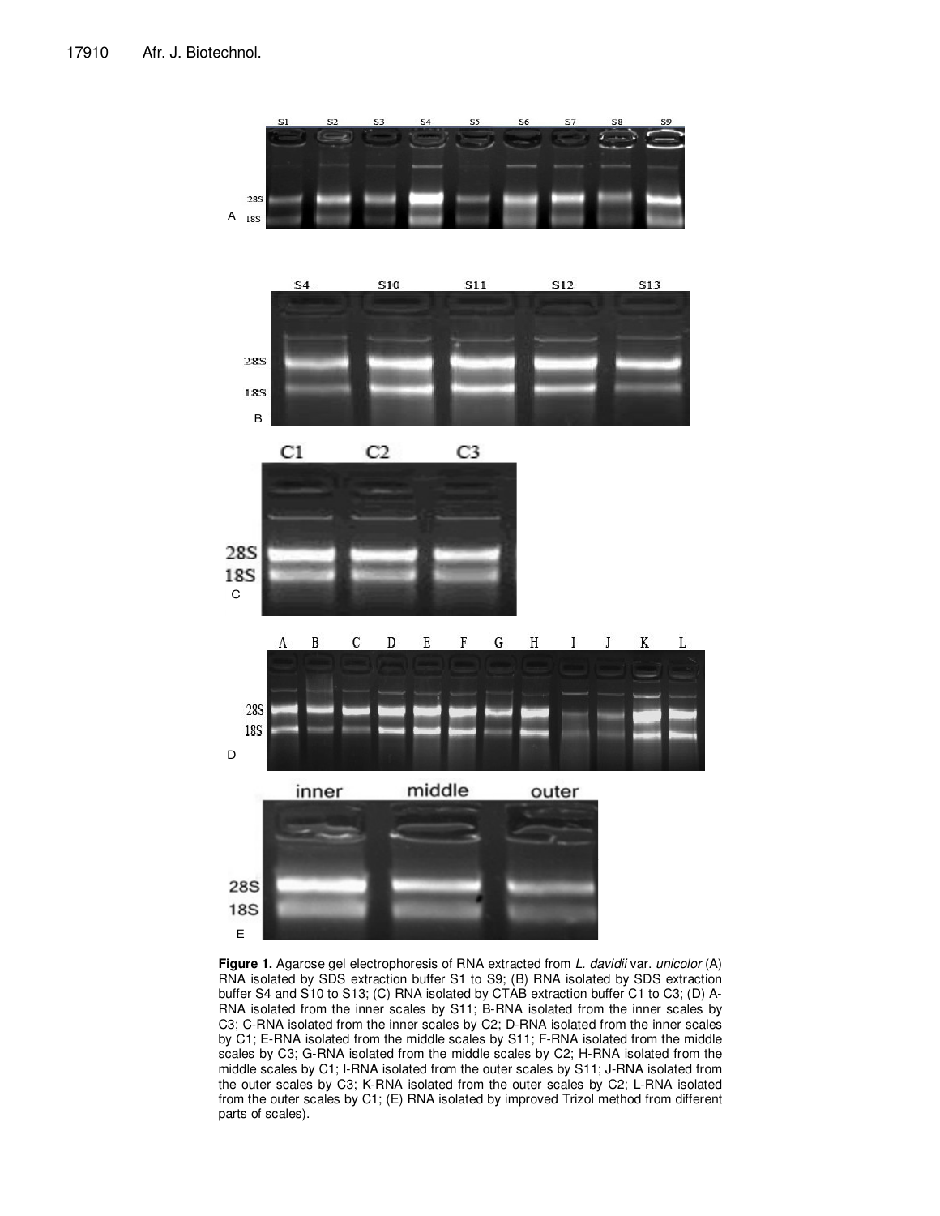**Figure 1.** Agarose gel electrophoresis of RNA extracted from *L. davidii* var. *unicolor* (A) RNA isolated by SDS extraction buffer S1 to S9; (B) RNA isolated by SDS extraction buffer S4 and S10 to S13; (C) RNA isolated by CTAB extraction buffer C1 to C3; (D) A-RNA isolated from the inner scales by S11; B-RNA isolated from the inner scales by C3; C-RNA isolated from the inner scales by C2; D-RNA isolated from the inner scales by C1; E-RNA isolated from the middle scales by S11; F-RNA isolated from the middle scales by C3; G-RNA isolated from the middle scales by C2; H-RNA isolated from the middle scales by C1; I-RNA isolated from the outer scales by S11; J-RNA isolated from the outer scales by C3; K-RNA isolated from the outer scales by C2; L-RNA isolated from the outer scales by C1; (E) RNA isolated by improved Trizol method from different parts of scales).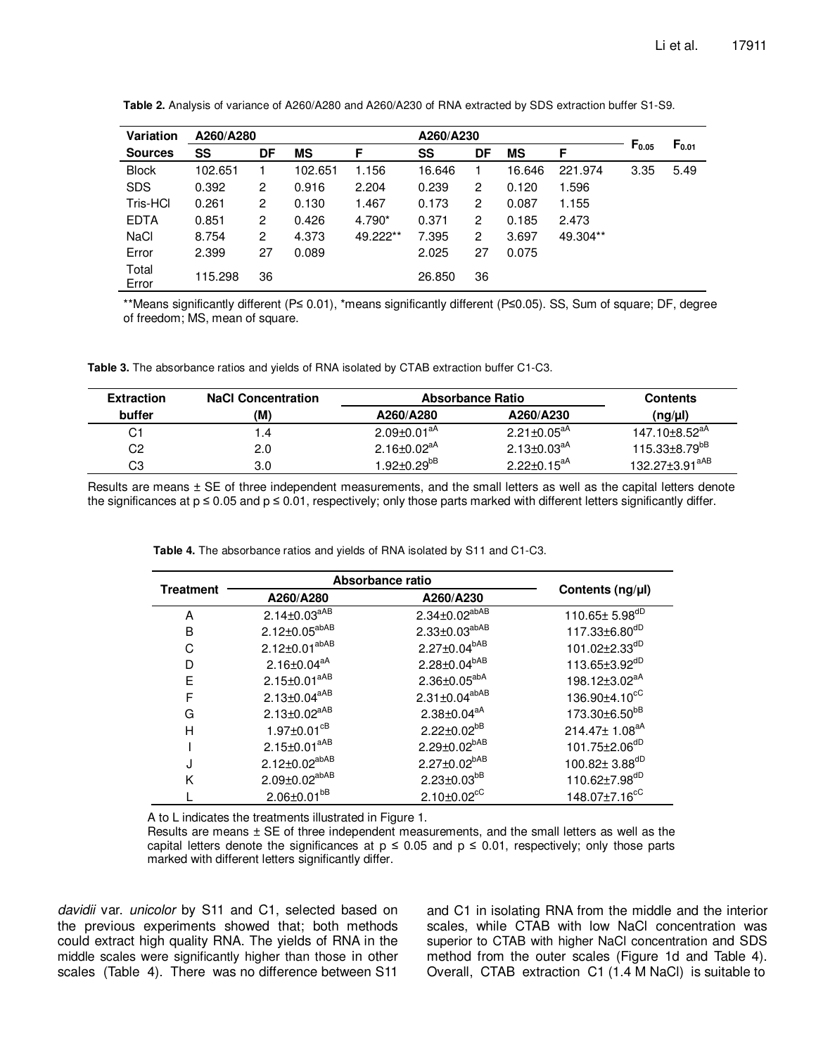**Table 2.** Analysis of variance of A260/A280 and A260/A230 of RNA extracted by SDS extraction buffer S1-S9.

| Variation Sources | A260/A280 SS | DF | MS | F | A260/A230 SS | DF | MS | F | $F_{0.05}$ | $F_{0.01}$ |
|---|---|---|---|---|---|---|---|---|---|---|
| Block | 102.651 | 1 | 102.651 | 1.156 | 16.646 | 1 | 16.646 | 221.974 | 3.35 | 5.49 |
| SDS | 0.392 | 2 | 0.916 | 2.204 | 0.239 | 2 | 0.120 | 1.596 | | |
| Tris-HCl | 0.261 | 2 | 0.130 | 1.467 | 0.173 | 2 | 0.087 | 1.155 | | |
| EDTA | 0.851 | 2 | 0.426 | 4.790* | 0.371 | 2 | 0.185 | 2.473 | | |
| NaCl | 8.754 | 2 | 4.373 | 49.222** | 7.395 | 2 | 3.697 | 49.304** | | |
| Error | 2.399 | 27 | 0.089 | | 2.025 | 27 | 0.075 | | | |
| Total Error | 115.298 | 36 | | | 26.850 | 36 | | | | |

**Means significantly different (P≤ 0.01), *means significantly different (P≤0.05). SS, Sum of square; DF, degree of freedom; MS, mean of square.

**Table 3.** The absorbance ratios and yields of RNA isolated by CTAB extraction buffer C1-C3.

| Extraction buffer | NaCl Concentration (M) | Absorbance Ratio A260/A280 | Absorbance Ratio A260/A230 | Contents (ng/µl) |
|---|---|---|---|---|
| C1 | 1.4 | 2.09±0.01[aA] | 2.21±0.05[aA] | 147.10±8.52[aA] |
| C2 | 2.0 | 2.16±0.02[aA] | 2.13±0.03[aA] | 115.33±8.79[bB] |
| C3 | 3.0 | 1.92±0.29[bB] | 2.22±0.15[aA] | 132.27±3.91[aAB] |

Results are means ± SE of three independent measurements, and the small letters as well as the capital letters denote the significances at p ≤ 0.05 and p ≤ 0.01, respectively; only those parts marked with different letters significantly differ.

**Table 4.** The absorbance ratios and yields of RNA isolated by S11 and C1-C3.

| Treatment | Absorbance ratio A260/A280 | Absorbance ratio A260/A230 | Contents (ng/µl) |
|---|---|---|---|
| A | 2.14±0.03[aAB] | 2.34±0.02[abAB] | 110.65± 5.98[dD] |
| B | 2.12±0.05[abAB] | 2.33±0.03[abAB] | 117.33±6.80[dD] |
| C | 2.12±0.01[abAB] | 2.27±0.04[bAB] | 101.02±2.33[dD] |
| D | 2.16±0.04[aA] | 2.28±0.04[bAB] | 113.65±3.92[dD] |
| E | 2.15±0.01[aAB] | 2.36±0.05[abA] | 198.12±3.02[aA] |
| F | 2.13±0.04[aAB] | 2.31±0.04[abAB] | 136.90±4.10[cC] |
| G | 2.13±0.02[aAB] | 2.38±0.04[aA] | 173.30±6.50[bB] |
| H | 1.97±0.01[cB] | 2.22±0.02[bB] | 214.47± 1.08[aA] |
| I | 2.15±0.01[aAB] | 2.29±0.02[bAB] | 101.75±2.06[dD] |
| J | 2.12±0.02[abAB] | 2.27±0.02[bAB] | 100.82± 3.88[dD] |
| K | 2.09±0.02[abAB] | 2.23±0.03[bB] | 110.62±7.98[dD] |
| L | 2.06±0.01[bB] | 2.10±0.02[cC] | 148.07±7.16[cC] |

A to L indicates the treatments illustrated in Figure 1.

Results are means ± SE of three independent measurements, and the small letters as well as the capital letters denote the significances at p ≤ 0.05 and p ≤ 0.01, respectively; only those parts marked with different letters significantly differ.

*davidii* var. *unicolor* by S11 and C1, selected based on the previous experiments showed that; both methods could extract high quality RNA. The yields of RNA in the middle scales were significantly higher than those in other scales (Table 4). There was no difference between S11 and C1 in isolating RNA from the middle and the interior scales, while CTAB with low NaCl concentration was superior to CTAB with higher NaCl concentration and SDS method from the outer scales (Figure 1d and Table 4). Overall, CTAB extraction C1 (1.4 M NaCl) is suitable to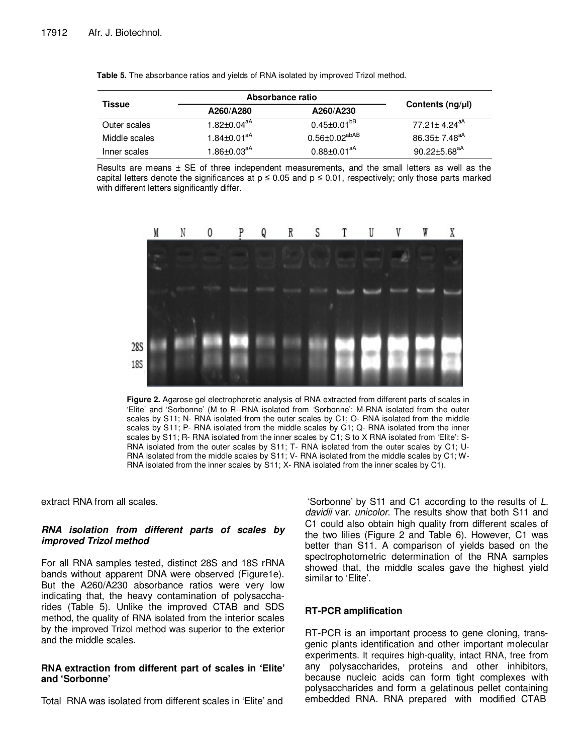**Table 5.** The absorbance ratios and yields of RNA isolated by improved Trizol method.

| Tissue | Absorbance ratio | | Contents (ng/µl) |
|---|---|---|---|
| | A260/A280 | A260/A230 | |
| Outer scales | 1.82±0.04[aA] | 0.45±0.01[bB] | 77.21± 4.24[aA] |
| Middle scales | 1.84±0.01[aA] | 0.56±0.02[abAB] | 86.35± 7.48[aA] |
| Inner scales | 1.86±0.03[aA] | 0.88±0.01[aA] | 90.22±5.68[aA] |

Results are means ± SE of three independent measurements, and the small letters as well as the capital letters denote the significances at p ≤ 0.05 and p ≤ 0.01, respectively; only those parts marked with different letters significantly differ.

**Figure 2.** Agarose gel electrophoretic analysis of RNA extracted from different parts of scales in 'Elite' and 'Sorbonne' (M to R--RNA isolated from 'Sorbonne': M-RNA isolated from the outer scales by S11; N- RNA isolated from the outer scales by C1; O- RNA isolated from the middle scales by S11; P- RNA isolated from the middle scales by C1; Q- RNA isolated from the inner scales by S11; R- RNA isolated from the inner scales by C1; S to X RNA isolated from 'Elite': S-RNA isolated from the outer scales by S11; T- RNA isolated from the outer scales by C1; U-RNA isolated from the middle scales by S11; V- RNA isolated from the middle scales by C1; W-RNA isolated from the inner scales by S11; X- RNA isolated from the inner scales by C1).

extract RNA from all scales.

### *RNA isolation from different parts of scales by improved Trizol method*

For all RNA samples tested, distinct 28S and 18S rRNA bands without apparent DNA were observed (Figure1e). But the A260/A230 absorbance ratios were very low indicating that, the heavy contamination of polysaccharides (Table 5). Unlike the improved CTAB and SDS method, the quality of RNA isolated from the interior scales by the improved Trizol method was superior to the exterior and the middle scales.

### RNA extraction from different part of scales in 'Elite' and 'Sorbonne'

Total RNA was isolated from different scales in 'Elite' and 'Sorbonne' by S11 and C1 according to the results of *L. davidii* var. *unicolor*. The results show that both S11 and C1 could also obtain high quality from different scales of the two lilies (Figure 2 and Table 6). However, C1 was better than S11. A comparison of yields based on the spectrophotometric determination of the RNA samples showed that, the middle scales gave the highest yield similar to 'Elite'.

### RT-PCR amplification

RT-PCR is an important process to gene cloning, transgenic plants identification and other important molecular experiments. It requires high-quality, intact RNA, free from any polysaccharides, proteins and other inhibitors, because nucleic acids can form tight complexes with polysaccharides and form a gelatinous pellet containing embedded RNA. RNA prepared with modified CTAB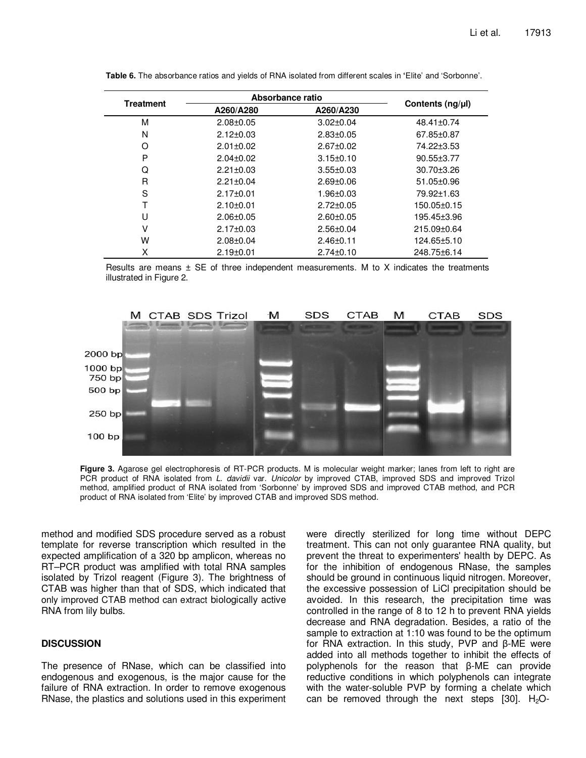**Table 6.** The absorbance ratios and yields of RNA isolated from different scales in 'Elite' and 'Sorbonne'.

| Treatment | Absorbance ratio | | Contents (ng/µl) |
|---|---|---|---|
| | A260/A280 | A260/A230 | |
| M | 2.08±0.05 | 3.02±0.04 | 48.41±0.74 |
| N | 2.12±0.03 | 2.83±0.05 | 67.85±0.87 |
| O | 2.01±0.02 | 2.67±0.02 | 74.22±3.53 |
| P | 2.04±0.02 | 3.15±0.10 | 90.55±3.77 |
| Q | 2.21±0.03 | 3.55±0.03 | 30.70±3.26 |
| R | 2.21±0.04 | 2.69±0.06 | 51.05±0.96 |
| S | 2.17±0.01 | 1.96±0.03 | 79.92±1.63 |
| T | 2.10±0.01 | 2.72±0.05 | 150.05±0.15 |
| U | 2.06±0.05 | 2.60±0.05 | 195.45±3.96 |
| V | 2.17±0.03 | 2.56±0.04 | 215.09±0.64 |
| W | 2.08±0.04 | 2.46±0.11 | 124.65±5.10 |
| X | 2.19±0.01 | 2.74±0.10 | 248.75±6.14 |

Results are means ± SE of three independent measurements. M to X indicates the treatments illustrated in Figure 2.

**Figure 3.** Agarose gel electrophoresis of RT-PCR products. M is molecular weight marker; lanes from left to right are PCR product of RNA isolated from *L. davidii* var. *Unicolor* by improved CTAB, improved SDS and improved Trizol method, amplified product of RNA isolated from 'Sorbonne' by improved SDS and improved CTAB method, and PCR product of RNA isolated from 'Elite' by improved CTAB and improved SDS method.

method and modified SDS procedure served as a robust template for reverse transcription which resulted in the expected amplification of a 320 bp amplicon, whereas no RT–PCR product was amplified with total RNA samples isolated by Trizol reagent (Figure 3). The brightness of CTAB was higher than that of SDS, which indicated that only improved CTAB method can extract biologically active RNA from lily bulbs.

## DISCUSSION

The presence of RNase, which can be classified into endogenous and exogenous, is the major cause for the failure of RNA extraction. In order to remove exogenous RNase, the plastics and solutions used in this experiment were directly sterilized for long time without DEPC treatment. This can not only guarantee RNA quality, but prevent the threat to experimenters' health by DEPC. As for the inhibition of endogenous RNase, the samples should be ground in continuous liquid nitrogen. Moreover, the excessive possession of LiCl precipitation should be avoided. In this research, the precipitation time was controlled in the range of 8 to 12 h to prevent RNA yields decrease and RNA degradation. Besides, a ratio of the sample to extraction at 1:10 was found to be the optimum for RNA extraction. In this study, PVP and β-ME were added into all methods together to inhibit the effects of polyphenols for the reason that β-ME can provide reductive conditions in which polyphenols can integrate with the water-soluble PVP by forming a chelate which can be removed through the next steps [30]. $H_2O$-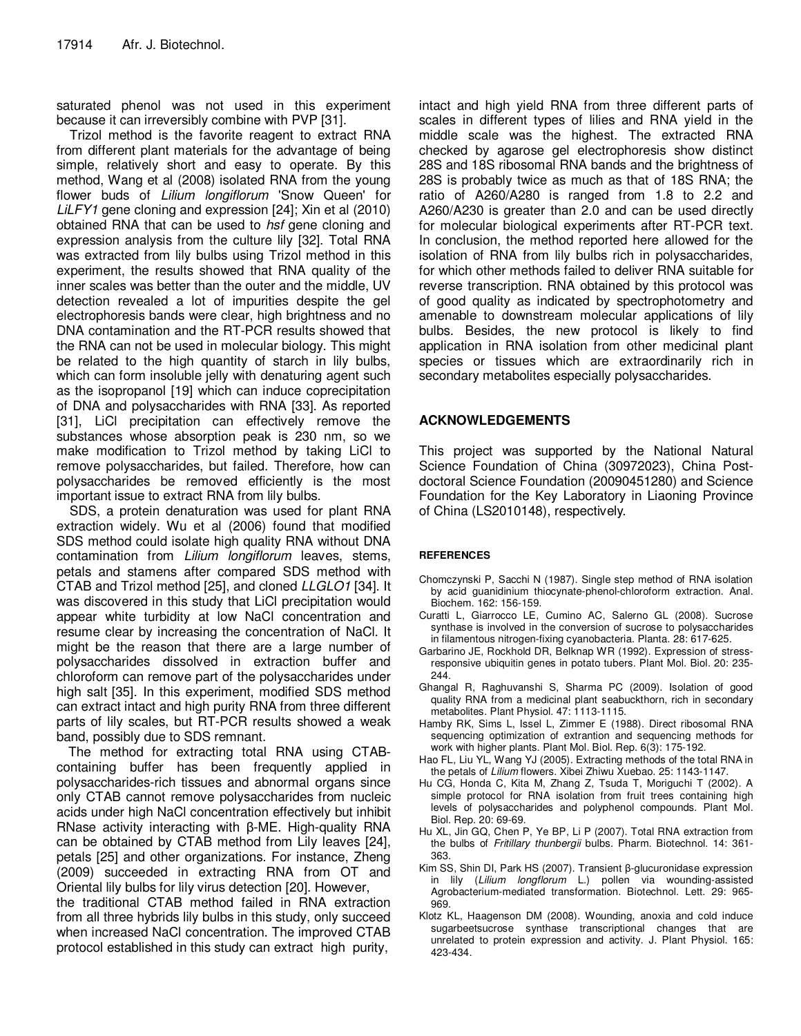saturated phenol was not used in this experiment because it can irreversibly combine with PVP [31].

Trizol method is the favorite reagent to extract RNA from different plant materials for the advantage of being simple, relatively short and easy to operate. By this method, Wang et al (2008) isolated RNA from the young flower buds of *Lilium longiflorum* 'Snow Queen' for *LiLFY1* gene cloning and expression [24]; Xin et al (2010) obtained RNA that can be used to *hsf* gene cloning and expression analysis from the culture lily [32]. Total RNA was extracted from lily bulbs using Trizol method in this experiment, the results showed that RNA quality of the inner scales was better than the outer and the middle, UV detection revealed a lot of impurities despite the gel electrophoresis bands were clear, high brightness and no DNA contamination and the RT-PCR results showed that the RNA can not be used in molecular biology. This might be related to the high quantity of starch in lily bulbs, which can form insoluble jelly with denaturing agent such as the isopropanol [19] which can induce coprecipitation of DNA and polysaccharides with RNA [33]. As reported [31], LiCl precipitation can effectively remove the substances whose absorption peak is 230 nm, so we make modification to Trizol method by taking LiCl to remove polysaccharides, but failed. Therefore, how can polysaccharides be removed efficiently is the most important issue to extract RNA from lily bulbs.

SDS, a protein denaturation was used for plant RNA extraction widely. Wu et al (2006) found that modified SDS method could isolate high quality RNA without DNA contamination from *Lilium longiflorum* leaves, stems, petals and stamens after compared SDS method with CTAB and Trizol method [25], and cloned *LLGLO1* [34]. It was discovered in this study that LiCl precipitation would appear white turbidity at low NaCl concentration and resume clear by increasing the concentration of NaCl. It might be the reason that there are a large number of polysaccharides dissolved in extraction buffer and chloroform can remove part of the polysaccharides under high salt [35]. In this experiment, modified SDS method can extract intact and high purity RNA from three different parts of lily scales, but RT-PCR results showed a weak band, possibly due to SDS remnant.

The method for extracting total RNA using CTAB-containing buffer has been frequently applied in polysaccharides-rich tissues and abnormal organs since only CTAB cannot remove polysaccharides from nucleic acids under high NaCl concentration effectively but inhibit RNase activity interacting with β-ME. High-quality RNA can be obtained by CTAB method from Lily leaves [24], petals [25] and other organizations. For instance, Zheng (2009) succeeded in extracting RNA from OT and Oriental lily bulbs for lily virus detection [20]. However, the traditional CTAB method failed in RNA extraction from all three hybrids lily bulbs in this study, only succeed when increased NaCl concentration. The improved CTAB protocol established in this study can extract high purity, intact and high yield RNA from three different parts of scales in different types of lilies and RNA yield in the middle scale was the highest. The extracted RNA checked by agarose gel electrophoresis show distinct 28S and 18S ribosomal RNA bands and the brightness of 28S is probably twice as much as that of 18S RNA; the ratio of A260/A280 is ranged from 1.8 to 2.2 and A260/A230 is greater than 2.0 and can be used directly for molecular biological experiments after RT-PCR text. In conclusion, the method reported here allowed for the isolation of RNA from lily bulbs rich in polysaccharides, for which other methods failed to deliver RNA suitable for reverse transcription. RNA obtained by this protocol was of good quality as indicated by spectrophotometry and amenable to downstream molecular applications of lily bulbs. Besides, the new protocol is likely to find application in RNA isolation from other medicinal plant species or tissues which are extraordinarily rich in secondary metabolites especially polysaccharides.

## ACKNOWLEDGEMENTS

This project was supported by the National Natural Science Foundation of China (30972023), China Post-doctoral Science Foundation (20090451280) and Science Foundation for the Key Laboratory in Liaoning Province of China (LS2010148), respectively.

## REFERENCES

Chomczynski P, Sacchi N (1987). Single step method of RNA isolation by acid guanidinium thiocynate-phenol-chloroform extraction. Anal. Biochem. 162: 156-159.

Curatti L, Giarrocco LE, Cumino AC, Salerno GL (2008). Sucrose synthase is involved in the conversion of sucrose to polysaccharides in filamentous nitrogen-fixing cyanobacteria. Planta. 28: 617-625.

Garbarino JE, Rockhold DR, Belknap WR (1992). Expression of stress-responsive ubiquitin genes in potato tubers. Plant Mol. Biol. 20: 235-244.

Ghangal R, Raghuvanshi S, Sharma PC (2009). Isolation of good quality RNA from a medicinal plant seabuckthorn, rich in secondary metabolites. Plant Physiol. 47: 1113-1115.

Hamby RK, Sims L, Issel L, Zimmer E (1988). Direct ribosomal RNA sequencing optimization of extrantion and sequencing methods for work with higher plants. Plant Mol. Biol. Rep. 6(3): 175-192.

Hao FL, Liu YL, Wang YJ (2005). Extracting methods of the total RNA in the petals of *Lilium* flowers. Xibei Zhiwu Xuebao. 25: 1143-1147.

Hu CG, Honda C, Kita M, Zhang Z, Tsuda T, Moriguchi T (2002). A simple protocol for RNA isolation from fruit trees containing high levels of polysaccharides and polyphenol compounds. Plant Mol. Biol. Rep. 20: 69-69.

Hu XL, Jin GQ, Chen P, Ye BP, Li P (2007). Total RNA extraction from the bulbs of *Fritillary thunbergii* bulbs. Pharm. Biotechnol. 14: 361-363.

Kim SS, Shin DI, Park HS (2007). Transient β-glucuronidase expression in lily (*Lilium longflorum* L.) pollen via wounding-assisted Agrobacterium-mediated transformation. Biotechnol. Lett. 29: 965-969.

Klotz KL, Haagenson DM (2008). Wounding, anoxia and cold induce sugarbeetsucrose synthase transcriptional changes that are unrelated to protein expression and activity. J. Plant Physiol. 165: 423-434.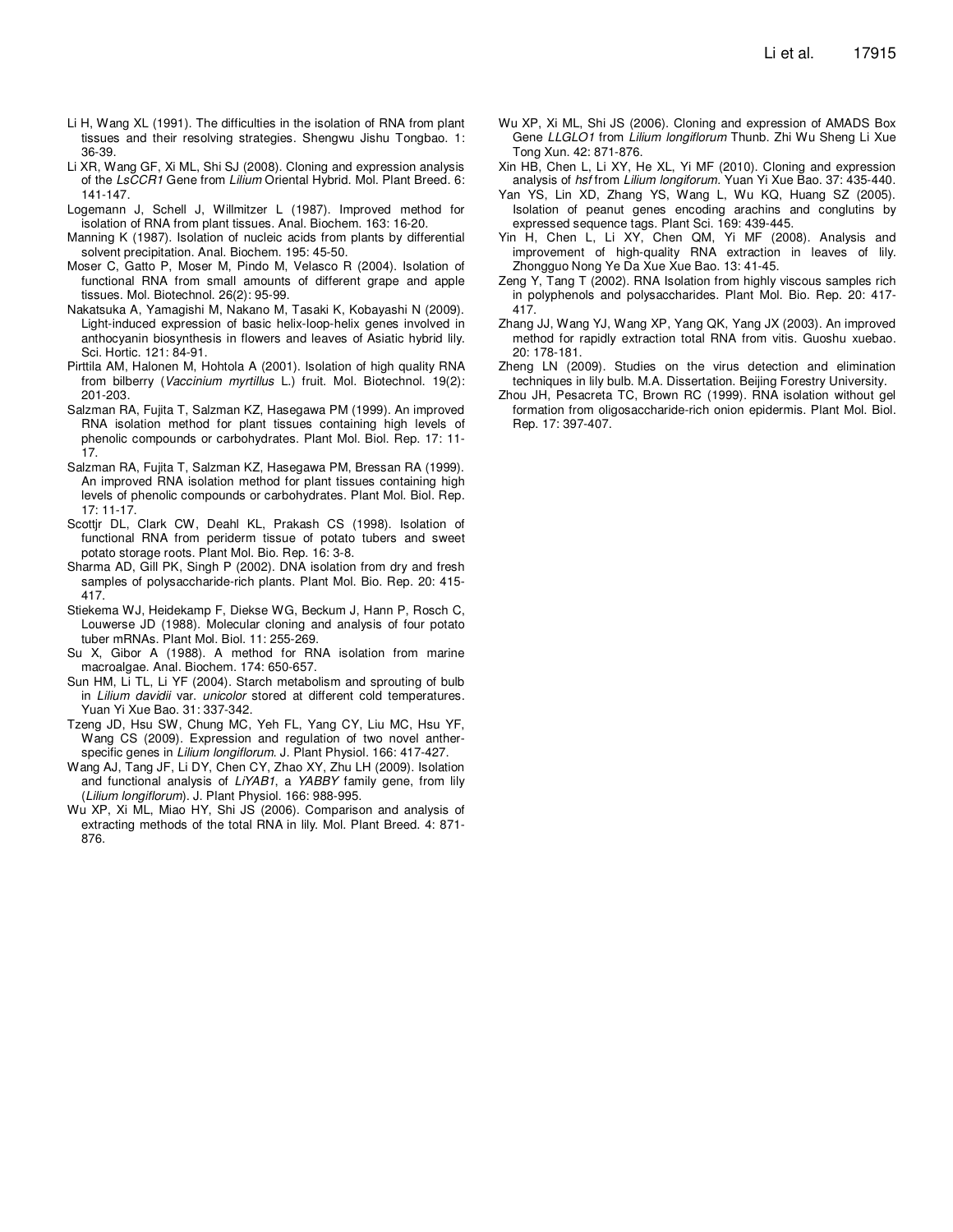Li H, Wang XL (1991). The difficulties in the isolation of RNA from plant tissues and their resolving strategies. Shengwu Jishu Tongbao. 1: 36-39.

Li XR, Wang GF, Xi ML, Shi SJ (2008). Cloning and expression analysis of the *LsCCR1* Gene from *Lilium* Oriental Hybrid. Mol. Plant Breed. 6: 141-147.

Logemann J, Schell J, Willmitzer L (1987). Improved method for isolation of RNA from plant tissues. Anal. Biochem. 163: 16-20.

Manning K (1987). Isolation of nucleic acids from plants by differential solvent precipitation. Anal. Biochem. 195: 45-50.

Moser C, Gatto P, Moser M, Pindo M, Velasco R (2004). Isolation of functional RNA from small amounts of different grape and apple tissues. Mol. Biotechnol. 26(2): 95-99.

Nakatsuka A, Yamagishi M, Nakano M, Tasaki K, Kobayashi N (2009). Light-induced expression of basic helix-loop-helix genes involved in anthocyanin biosynthesis in flowers and leaves of Asiatic hybrid lily. Sci. Hortic. 121: 84-91.

Pirttila AM, Halonen M, Hohtola A (2001). Isolation of high quality RNA from bilberry (*Vaccinium myrtillus* L.) fruit. Mol. Biotechnol. 19(2): 201-203.

Salzman RA, Fujita T, Salzman KZ, Hasegawa PM (1999). An improved RNA isolation method for plant tissues containing high levels of phenolic compounds or carbohydrates. Plant Mol. Biol. Rep. 17: 11-17.

Salzman RA, Fujita T, Salzman KZ, Hasegawa PM, Bressan RA (1999). An improved RNA isolation method for plant tissues containing high levels of phenolic compounds or carbohydrates. Plant Mol. Biol. Rep. 17: 11-17.

Scottjr DL, Clark CW, Deahl KL, Prakash CS (1998). Isolation of functional RNA from periderm tissue of potato tubers and sweet potato storage roots. Plant Mol. Bio. Rep. 16: 3-8.

Sharma AD, Gill PK, Singh P (2002). DNA isolation from dry and fresh samples of polysaccharide-rich plants. Plant Mol. Bio. Rep. 20: 415-417.

Stiekema WJ, Heidekamp F, Diekse WG, Beckum J, Hann P, Rosch C, Louwerse JD (1988). Molecular cloning and analysis of four potato tuber mRNAs. Plant Mol. Biol. 11: 255-269.

Su X, Gibor A (1988). A method for RNA isolation from marine macroalgae. Anal. Biochem. 174: 650-657.

Sun HM, Li TL, Li YF (2004). Starch metabolism and sprouting of bulb in *Lilium davidii* var. *unicolor* stored at different cold temperatures. Yuan Yi Xue Bao. 31: 337-342.

Tzeng JD, Hsu SW, Chung MC, Yeh FL, Yang CY, Liu MC, Hsu YF, Wang CS (2009). Expression and regulation of two novel anther-specific genes in *Lilium longiflorum*. J. Plant Physiol. 166: 417-427.

Wang AJ, Tang JF, Li DY, Chen CY, Zhao XY, Zhu LH (2009). Isolation and functional analysis of *LiYAB1*, a *YABBY* family gene, from lily (*Lilium longiflorum*). J. Plant Physiol. 166: 988-995.

Wu XP, Xi ML, Miao HY, Shi JS (2006). Comparison and analysis of extracting methods of the total RNA in lily. Mol. Plant Breed. 4: 871-876.

Wu XP, Xi ML, Shi JS (2006). Cloning and expression of AMADS Box Gene *LLGLO1* from *Lilium longiflorum* Thunb. Zhi Wu Sheng Li Xue Tong Xun. 42: 871-876.

Xin HB, Chen L, Li XY, He XL, Yi MF (2010). Cloning and expression analysis of *hsf* from *Lilium longiforum*. Yuan Yi Xue Bao. 37: 435-440.

Yan YS, Lin XD, Zhang YS, Wang L, Wu KQ, Huang SZ (2005). Isolation of peanut genes encoding arachins and conglutins by expressed sequence tags. Plant Sci. 169: 439-445.

Yin H, Chen L, Li XY, Chen QM, Yi MF (2008). Analysis and improvement of high-quality RNA extraction in leaves of lily. Zhongguo Nong Ye Da Xue Xue Bao. 13: 41-45.

Zeng Y, Tang T (2002). RNA Isolation from highly viscous samples rich in polyphenols and polysaccharides. Plant Mol. Bio. Rep. 20: 417-417.

Zhang JJ, Wang YJ, Wang XP, Yang QK, Yang JX (2003). An improved method for rapidly extraction total RNA from vitis. Guoshu xuebao. 20: 178-181.

Zheng LN (2009). Studies on the virus detection and elimination techniques in lily bulb. M.A. Dissertation. Beijing Forestry University.

Zhou JH, Pesacreta TC, Brown RC (1999). RNA isolation without gel formation from oligosaccharide-rich onion epidermis. Plant Mol. Biol. Rep. 17: 397-407.